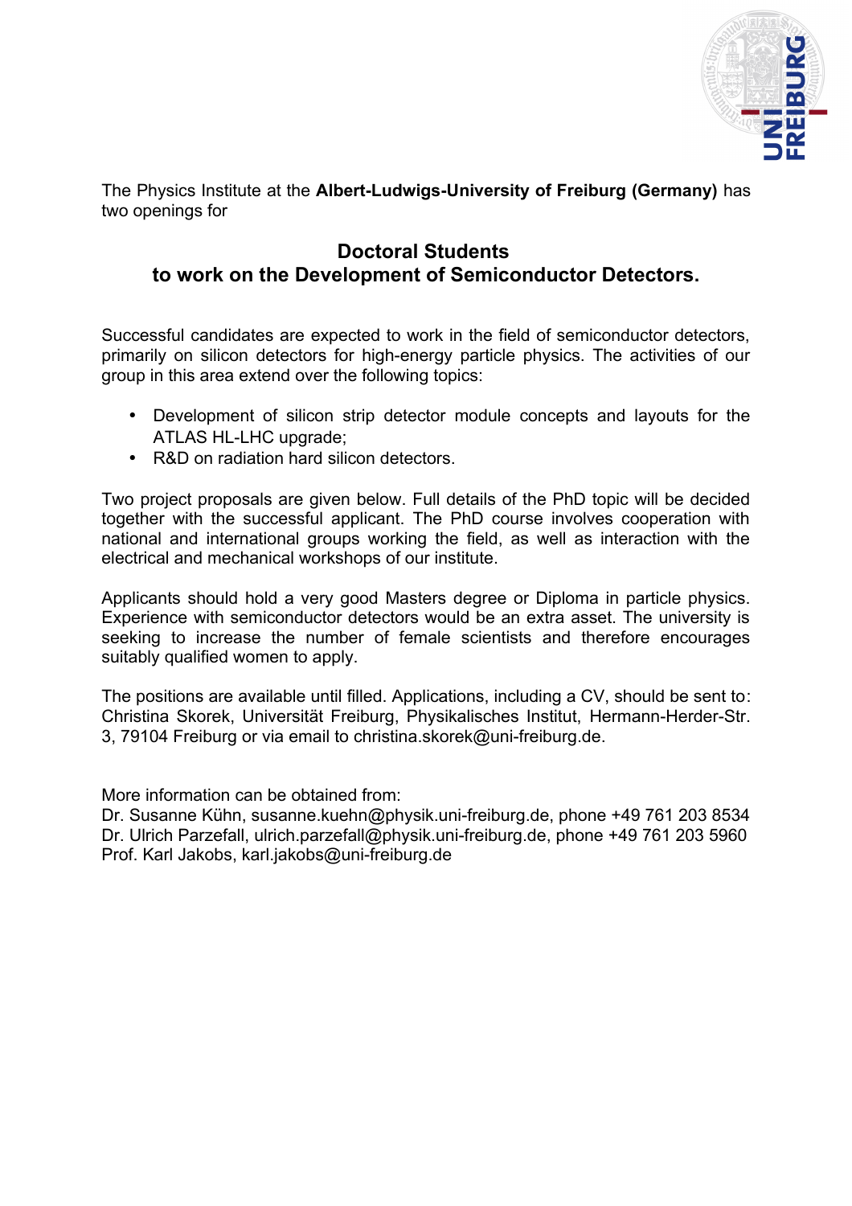The Physics Institute at the **Albert-Ludwigs-University of Freiburg (Germany)** has two openings for

## Doctoral Students
## to work on the Development of Semiconductor Detectors.

Successful candidates are expected to work in the field of semiconductor detectors, primarily on silicon detectors for high-energy particle physics. The activities of our group in this area extend over the following topics:

- Development of silicon strip detector module concepts and layouts for the ATLAS HL-LHC upgrade;
- R&D on radiation hard silicon detectors.

Two project proposals are given below. Full details of the PhD topic will be decided together with the successful applicant. The PhD course involves cooperation with national and international groups working the field, as well as interaction with the electrical and mechanical workshops of our institute.

Applicants should hold a very good Masters degree or Diploma in particle physics. Experience with semiconductor detectors would be an extra asset. The university is seeking to increase the number of female scientists and therefore encourages suitably qualified women to apply.

The positions are available until filled. Applications, including a CV, should be sent to: Christina Skorek, Universität Freiburg, Physikalisches Institut, Hermann-Herder-Str. 3, 79104 Freiburg or via email to christina.skorek@uni-freiburg.de.

More information can be obtained from:
Dr. Susanne Kühn, susanne.kuehn@physik.uni-freiburg.de, phone +49 761 203 8534
Dr. Ulrich Parzefall, ulrich.parzefall@physik.uni-freiburg.de, phone +49 761 203 5960
Prof. Karl Jakobs, karl.jakobs@uni-freiburg.de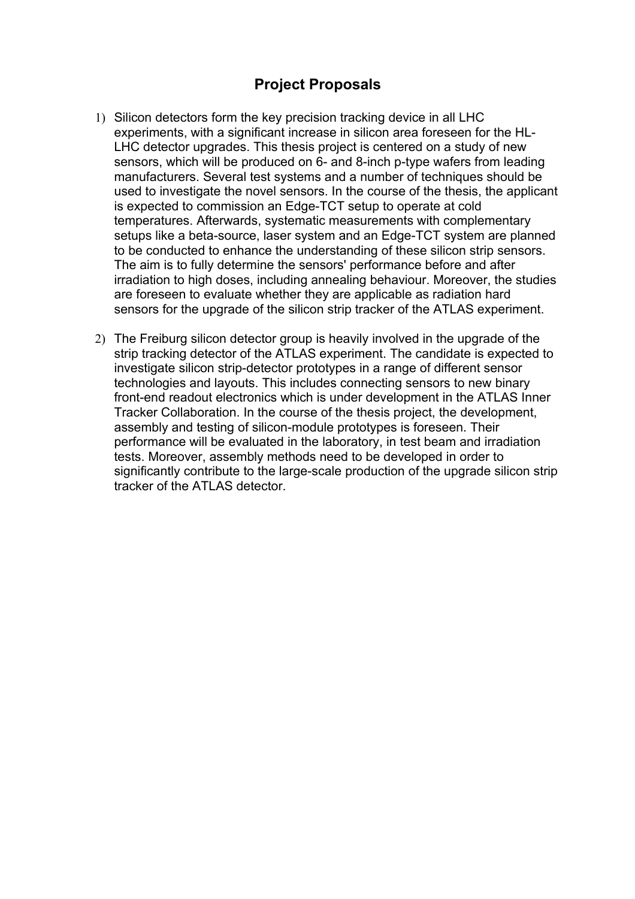## Project Proposals

1) Silicon detectors form the key precision tracking device in all LHC experiments, with a significant increase in silicon area foreseen for the HL-LHC detector upgrades. This thesis project is centered on a study of new sensors, which will be produced on 6- and 8-inch p-type wafers from leading manufacturers. Several test systems and a number of techniques should be used to investigate the novel sensors. In the course of the thesis, the applicant is expected to commission an Edge-TCT setup to operate at cold temperatures. Afterwards, systematic measurements with complementary setups like a beta-source, laser system and an Edge-TCT system are planned to be conducted to enhance the understanding of these silicon strip sensors. The aim is to fully determine the sensors' performance before and after irradiation to high doses, including annealing behaviour. Moreover, the studies are foreseen to evaluate whether they are applicable as radiation hard sensors for the upgrade of the silicon strip tracker of the ATLAS experiment.

2) The Freiburg silicon detector group is heavily involved in the upgrade of the strip tracking detector of the ATLAS experiment. The candidate is expected to investigate silicon strip-detector prototypes in a range of different sensor technologies and layouts. This includes connecting sensors to new binary front-end readout electronics which is under development in the ATLAS Inner Tracker Collaboration. In the course of the thesis project, the development, assembly and testing of silicon-module prototypes is foreseen. Their performance will be evaluated in the laboratory, in test beam and irradiation tests. Moreover, assembly methods need to be developed in order to significantly contribute to the large-scale production of the upgrade silicon strip tracker of the ATLAS detector.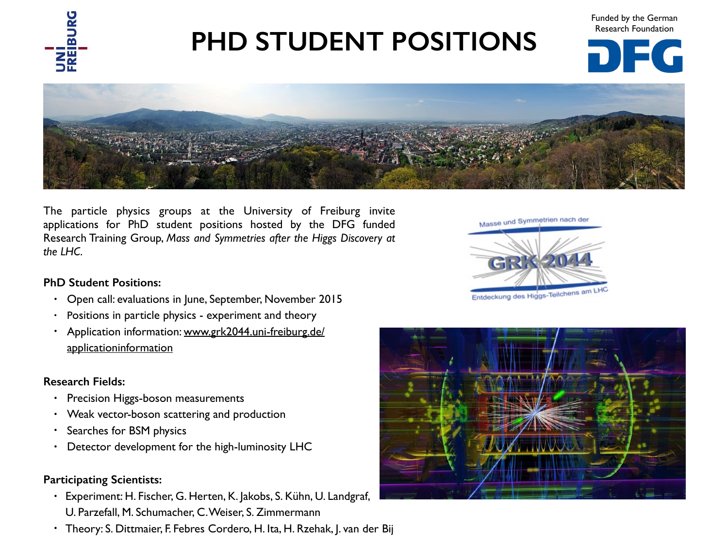# PHD STUDENT POSITIONS

Funded by the German Research Foundation

The particle physics groups at the University of Freiburg invite applications for PhD student positions hosted by the DFG funded Research Training Group, *Mass and Symmetries after the Higgs Discovery at the LHC.*

**PhD Student Positions:**

- Open call: evaluations in June, September, November 2015
- Positions in particle physics - experiment and theory
- Application information: www.grk2044.uni-freiburg.de/applicationinformation

**Research Fields:**

- Precision Higgs-boson measurements
- Weak vector-boson scattering and production
- Searches for BSM physics
- Detector development for the high-luminosity LHC

**Participating Scientists:**

- Experiment: H. Fischer, G. Herten, K. Jakobs, S. Kühn, U. Landgraf, U. Parzefall, M. Schumacher, C. Weiser, S. Zimmermann
- Theory: S. Dittmaier, F. Febres Cordero, H. Ita, H. Rzehak, J. van der Bij